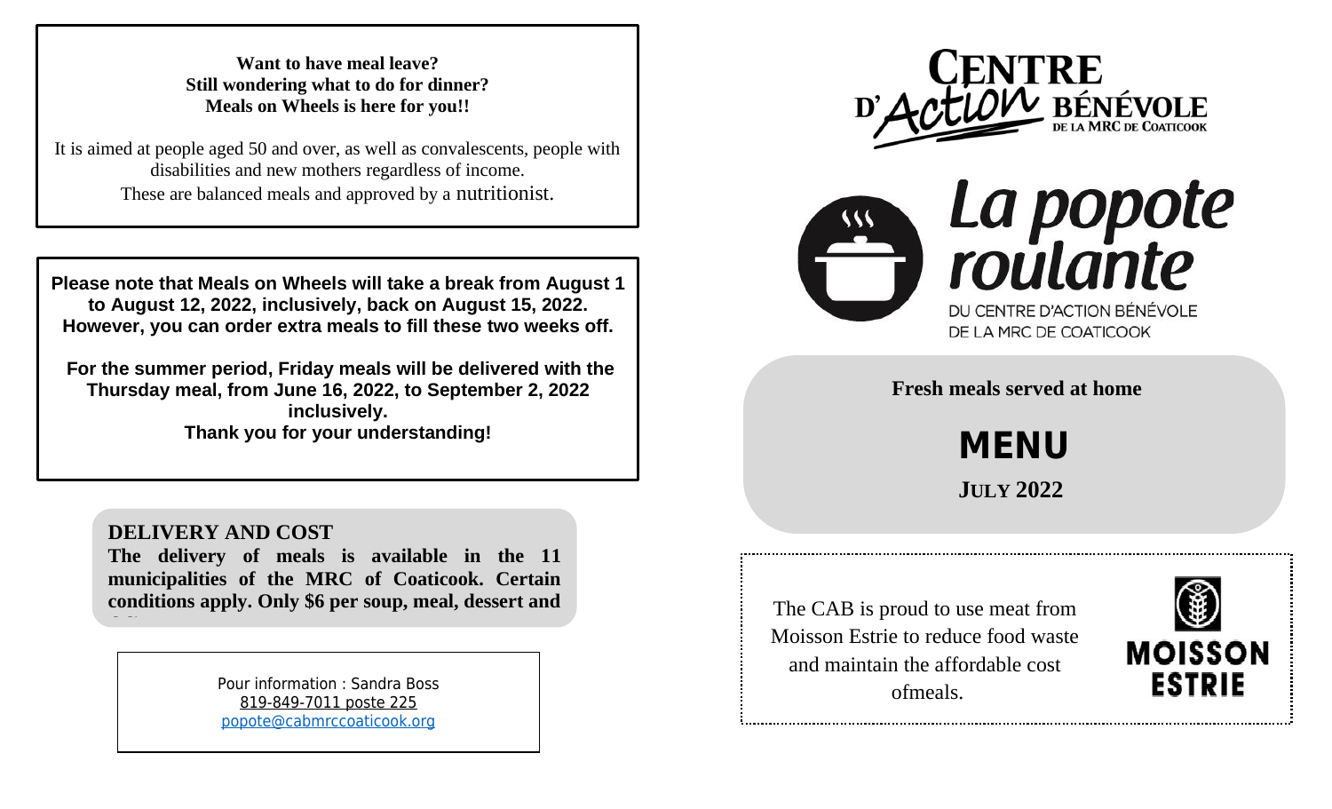**Want to have meal leave?**
**Still wondering what to do for dinner?**
**Meals on Wheels is here for you!!**

It is aimed at people aged 50 and over, as well as convalescents, people with disabilities and new mothers regardless of income.
These are balanced meals and approved by a nutritionist.

**Please note that Meals on Wheels will take a break from August 1 to August 12, 2022, inclusively, back on August 15, 2022. However, you can order extra meals to fill these two weeks off.**

**For the summer period, Friday meals will be delivered with the Thursday meal, from June 16, 2022, to September 2, 2022 inclusively.**
**Thank you for your understanding!**

## DELIVERY AND COST

**The delivery of meals is available in the 11 municipalities of the MRC of Coaticook. Certain conditions apply. Only $6 per soup, meal, dessert and**

Pour information : Sandra Boss
819-849-7011 poste 225
popote@cabmrccoaticook.org

CENTRE D'Action BÉNÉVOLE DE LA MRC DE COATICOOK

# La popote roulante

DU CENTRE D'ACTION BÉNÉVOLE DE LA MRC DE COATICOOK

**Fresh meals served at home**

# MENU

## JULY 2022

The CAB is proud to use meat from Moisson Estrie to reduce food waste and maintain the affordable cost ofmeals.

MOISSON ESTRIE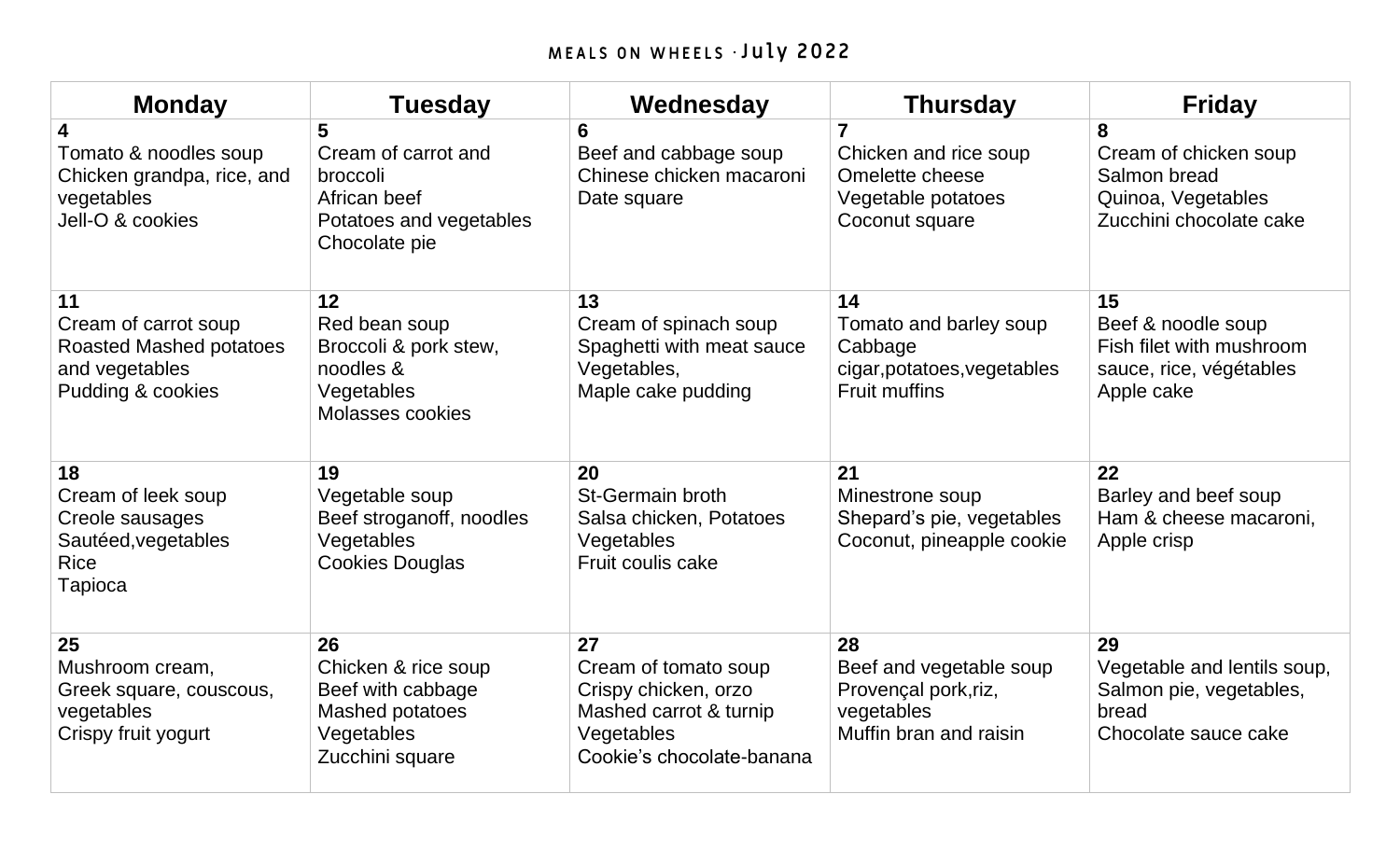MEALS ON WHEELS · July 2022

| Monday | Tuesday | Wednesday | Thursday | Friday |
| --- | --- | --- | --- | --- |
| **4**<br>Tomato & noodles soup<br>Chicken grandpa, rice, and vegetables<br>Jell-O & cookies | **5**<br>Cream of carrot and broccoli<br>African beef<br>Potatoes and vegetables<br>Chocolate pie | **6**<br>Beef and cabbage soup<br>Chinese chicken macaroni<br>Date square | **7**<br>Chicken and rice soup<br>Omelette cheese<br>Vegetable potatoes<br>Coconut square | **8**<br>Cream of chicken soup<br>Salmon bread<br>Quinoa, Vegetables<br>Zucchini chocolate cake |
| **11**<br>Cream of carrot soup<br>Roasted Mashed potatoes and vegetables<br>Pudding & cookies | **12**<br>Red bean soup<br>Broccoli & pork stew, noodles &<br>Vegetables<br>Molasses cookies | **13**<br>Cream of spinach soup<br>Spaghetti with meat sauce<br>Vegetables,<br>Maple cake pudding | **14**<br>Tomato and barley soup<br>Cabbage cigar,potatoes,vegetables<br>Fruit muffins | **15**<br>Beef & noodle soup<br>Fish filet with mushroom sauce, rice, végétables<br>Apple cake |
| **18**<br>Cream of leek soup<br>Creole sausages<br>Sautéed,vegetables<br>Rice<br>Tapioca | **19**<br>Vegetable soup<br>Beef stroganoff, noodles<br>Vegetables<br>Cookies Douglas | **20**<br>St-Germain broth<br>Salsa chicken, Potatoes<br>Vegetables<br>Fruit coulis cake | **21**<br>Minestrone soup<br>Shepard's pie, vegetables<br>Coconut, pineapple cookie | **22**<br>Barley and beef soup<br>Ham & cheese macaroni,<br>Apple crisp |
| **25**<br>Mushroom cream,<br>Greek square, couscous, vegetables<br>Crispy fruit yogurt | **26**<br>Chicken & rice soup<br>Beef with cabbage<br>Mashed potatoes<br>Vegetables<br>Zucchini square | **27**<br>Cream of tomato soup<br>Crispy chicken, orzo<br>Mashed carrot & turnip<br>Vegetables<br>Cookie's chocolate-banana | **28**<br>Beef and vegetable soup<br>Provençal pork,riz,<br>vegetables<br>Muffin bran and raisin | **29**<br>Vegetable and lentils soup,<br>Salmon pie, vegetables, bread<br>Chocolate sauce cake |